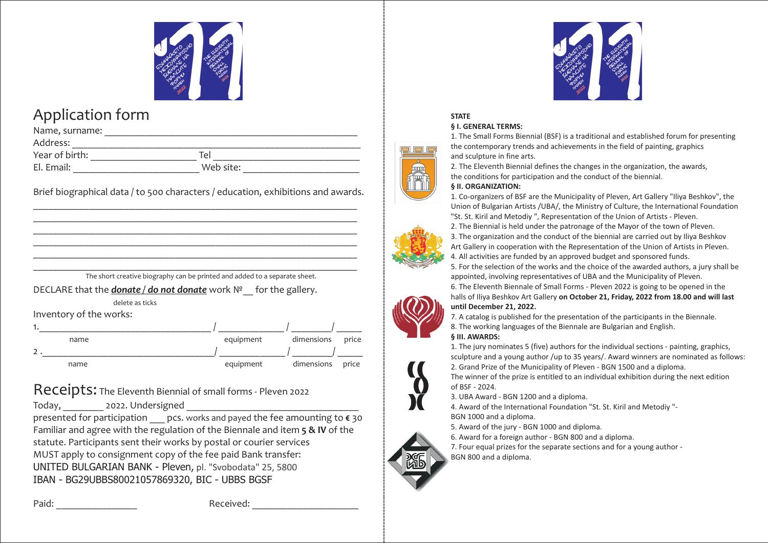# Application form

Name, surname: ______________________________________________

Address: ___________________________________________________

Year of birth: ___________________ Tel __________________________

El. Email: _______________________ Web site: _____________________

Brief biographical data / to 500 characters / education, exhibitions and awards.

______________________________________________________________

______________________________________________________________

______________________________________________________________

______________________________________________________________

______________________________________________________________

______________________________________________________________

The short creative biography can be printed and added to a separate sheet.

DECLARE that the ***donate*** / ***do not donate*** work № __ for the gallery.

delete as ticks

Inventory of the works:

1.________________________________ / ____________ / ________/ _____

name equipment dimensions price

2 .________________________________/ ____________ / ________/ _____

name equipment dimensions price

## Receipts: The Eleventh Biennial of small forms - Pleven 2022

Today, _______ 2022. Undersigned _________________________________

presented for participation ___ pcs. works and payed the fee amounting to € 30

Familiar and agree with the regulation of the Biennale and item **5 & IV** of the statute. Participants sent their works by postal or courier services

MUST apply to consignment copy of the fee paid Bank transfer:

UNITED BULGARIAN BANK - Pleven, pl. "Svobodata" 25, 5800

IBAN - BG29UBBS80021057869320, BIC - UBBS BGSF

Paid: _______________ Received: ___________________

**STATE**

**§ I. GENERAL TERMS:**

1. The Small Forms Biennial (BSF) is a traditional and established forum for presenting the contemporary trends and achievements in the field of painting, graphics and sculpture in fine arts.
2. The Eleventh Biennial defines the changes in the organization, the awards, the conditions for participation and the conduct of the biennial.

**§ II. ORGANIZATION:**

1. Co-organizers of BSF are the Municipality of Pleven, Art Gallery "Iliya Beshkov", the Union of Bulgarian Artists /UBA/, the Ministry of Culture, the International Foundation "St. St. Kiril and Metodiy ", Representation of the Union of Artists - Pleven.
2. The Biennial is held under the patronage of the Mayor of the town of Pleven.
3. The organization and the conduct of the biennial are carried out by Iliya Beshkov Art Gallery in cooperation with the Representation of the Union of Artists in Pleven.
4. All activities are funded by an approved budget and sponsored funds.
5. For the selection of the works and the choice of the awarded authors, a jury shall be appointed, involving representatives of UBA and the Municipality of Pleven.
6. The Eleventh Biennale of Small Forms - Pleven 2022 is going to be opened in the halls of Iliya Beshkov Art Gallery **on October 21, Friday, 2022 from 18.00 and will last until December 21, 2022.**
7. A catalog is published for the presentation of the participants in the Biennale.
8. The working languages of the Biennale are Bulgarian and English.

**§ III. AWARDS:**

1. The jury nominates 5 (five) authors for the individual sections - painting, graphics, sculpture and a young author /up to 35 years/. Award winners are nominated as follows:
2. Grand Prize of the Municipality of Pleven - BGN 1500 and a diploma.
The winner of the prize is entitled to an individual exhibition during the next edition of BSF - 2024.
3. UBA Award - BGN 1200 and a diploma.
4. Award of the International Foundation "St. St. Kiril and Metodiy "- BGN 1000 and a diploma.
5. Award of the jury - BGN 1000 and diploma.
6. Award for a foreign author - BGN 800 and a diploma.
7. Four equal prizes for the separate sections and for a young author - BGN 800 and a diploma.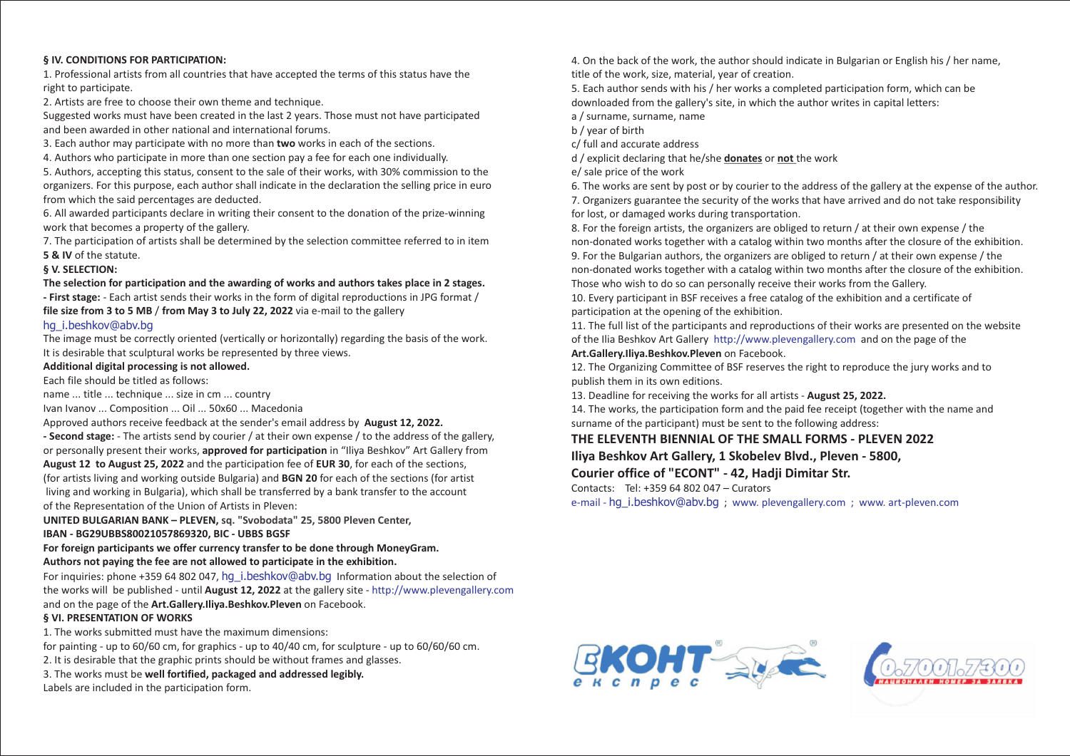**§ IV. CONDITIONS FOR PARTICIPATION:**

1. Professional artists from all countries that have accepted the terms of this status have the right to participate.
2. Artists are free to choose their own theme and technique.

Suggested works must have been created in the last 2 years. Those must not have participated and been awarded in other national and international forums.

3. Each author may participate with no more than **two** works in each of the sections.
4. Authors who participate in more than one section pay a fee for each one individually.
5. Authors, accepting this status, consent to the sale of their works, with 30% commission to the organizers. For this purpose, each author shall indicate in the declaration the selling price in euro from which the said percentages are deducted.
6. All awarded participants declare in writing their consent to the donation of the prize-winning work that becomes a property of the gallery.
7. The participation of artists shall be determined by the selection committee referred to in item **5 & IV** of the statute.

**§ V. SELECTION:**

**The selection for participation and the awarding of works and authors takes place in 2 stages.**

**- First stage:** - Each artist sends their works in the form of digital reproductions in JPG format / **file size from 3 to 5 MB** / **from May 3 to July 22, 2022** via e-mail to the gallery hg_i.beshkov@abv.bg

The image must be correctly oriented (vertically or horizontally) regarding the basis of the work. It is desirable that sculptural works be represented by three views.

**Additional digital processing is not allowed.**

Each file should be titled as follows:

name ... title ... technique ... size in cm ... country

Ivan Ivanov ... Composition ... Oil ... 50x60 ... Macedonia

Approved authors receive feedback at the sender's email address by **August 12, 2022.**

**- Second stage:** - The artists send by courier / at their own expense / to the address of the gallery, or personally present their works, **approved for participation** in "Iliya Beshkov" Art Gallery from **August 12 to August 25, 2022** and the participation fee of **EUR 30**, for each of the sections, (for artists living and working outside Bulgaria) and **BGN 20** for each of the sections (for artist living and working in Bulgaria), which shall be transferred by a bank transfer to the account of the Representation of the Union of Artists in Pleven:

**UNITED BULGARIAN BANK – PLEVEN, sq. "Svobodata" 25, 5800 Pleven Center,**
**IBAN - BG29UBBS80021057869320, BIC - UBBS BGSF**

**For foreign participants we offer currency transfer to be done through MoneyGram.**
**Authors not paying the fee are not allowed to participate in the exhibition.**

For inquiries: phone +359 64 802 047, hg_i.beshkov@abv.bg Information about the selection of the works will be published - until **August 12, 2022** at the gallery site - http://www.plevengallery.com and on the page of the **Art.Gallery.Iliya.Beshkov.Pleven** on Facebook.

**§ VI. PRESENTATION OF WORKS**

1. The works submitted must have the maximum dimensions:

for painting - up to 60/60 cm, for graphics - up to 40/40 cm, for sculpture - up to 60/60/60 cm.

2. It is desirable that the graphic prints should be without frames and glasses.
3. The works must be **well fortified, packaged and addressed legibly.**

Labels are included in the participation form.

4. On the back of the work, the author should indicate in Bulgarian or English his / her name, title of the work, size, material, year of creation.
5. Each author sends with his / her works a completed participation form, which can be downloaded from the gallery's site, in which the author writes in capital letters:

a / surname, surname, name

b / year of birth

c/ full and accurate address

d / explicit declaring that he/she **donates** or **not** the work

e/ sale price of the work

6. The works are sent by post or by courier to the address of the gallery at the expense of the author.
7. Organizers guarantee the security of the works that have arrived and do not take responsibility for lost, or damaged works during transportation.
8. For the foreign artists, the organizers are obliged to return / at their own expense / the non-donated works together with a catalog within two months after the closure of the exhibition.
9. For the Bulgarian authors, the organizers are obliged to return / at their own expense / the non-donated works together with a catalog within two months after the closure of the exhibition. Those who wish to do so can personally receive their works from the Gallery.
10. Every participant in BSF receives a free catalog of the exhibition and a certificate of participation at the opening of the exhibition.
11. The full list of the participants and reproductions of their works are presented on the website of the Ilia Beshkov Art Gallery http://www.plevengallery.com and on the page of the **Art.Gallery.Iliya.Beshkov.Pleven** on Facebook.
12. The Organizing Committee of BSF reserves the right to reproduce the jury works and to publish them in its own editions.
13. Deadline for receiving the works for all artists - **August 25, 2022.**
14. The works, the participation form and the paid fee receipt (together with the name and surname of the participant) must be sent to the following address:

**THE ELEVENTH BIENNIAL OF THE SMALL FORMS - PLEVEN 2022**
**Iliya Beshkov Art Gallery, 1 Skobelev Blvd., Pleven - 5800,**
**Courier office of "ECONT" - 42, Hadji Dimitar Str.**

Contacts: Tel: +359 64 802 047 – Curators

e-mail - hg_i.beshkov@abv.bg ; www. plevengallery.com ; www. art-pleven.com

ЕКОНТ експрес

0.7001.7300 НАЦИОНАЛЕН НОМЕР ЗА ЗВЪНКА